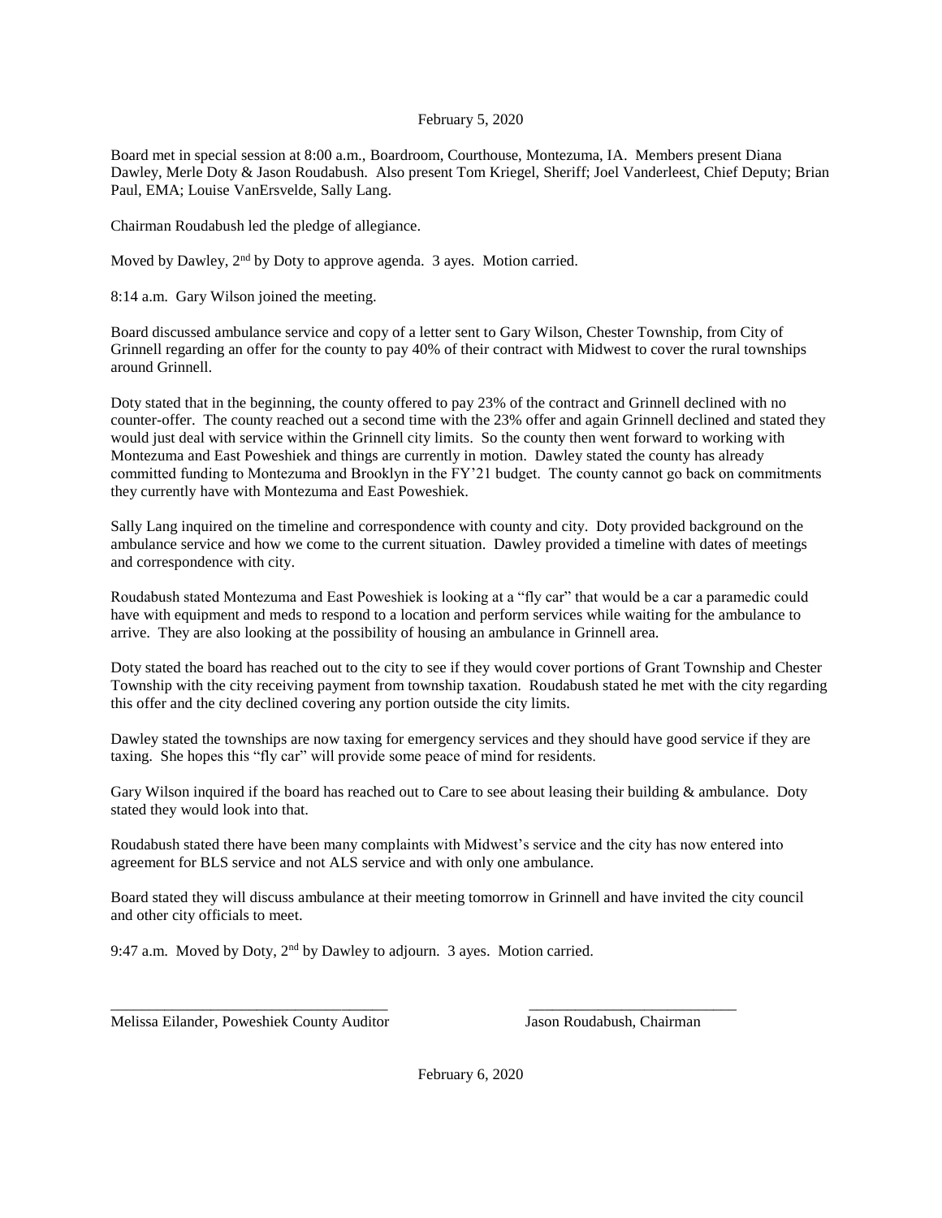February 5, 2020

Board met in special session at 8:00 a.m., Boardroom, Courthouse, Montezuma, IA. Members present Diana Dawley, Merle Doty & Jason Roudabush. Also present Tom Kriegel, Sheriff; Joel Vanderleest, Chief Deputy; Brian Paul, EMA; Louise VanErsvelde, Sally Lang.

Chairman Roudabush led the pledge of allegiance.

Moved by Dawley, 2nd by Doty to approve agenda. 3 ayes. Motion carried.

8:14 a.m. Gary Wilson joined the meeting.

Board discussed ambulance service and copy of a letter sent to Gary Wilson, Chester Township, from City of Grinnell regarding an offer for the county to pay 40% of their contract with Midwest to cover the rural townships around Grinnell.

Doty stated that in the beginning, the county offered to pay 23% of the contract and Grinnell declined with no counter-offer. The county reached out a second time with the 23% offer and again Grinnell declined and stated they would just deal with service within the Grinnell city limits. So the county then went forward to working with Montezuma and East Poweshiek and things are currently in motion. Dawley stated the county has already committed funding to Montezuma and Brooklyn in the FY'21 budget. The county cannot go back on commitments they currently have with Montezuma and East Poweshiek.

Sally Lang inquired on the timeline and correspondence with county and city. Doty provided background on the ambulance service and how we come to the current situation. Dawley provided a timeline with dates of meetings and correspondence with city.

Roudabush stated Montezuma and East Poweshiek is looking at a "fly car" that would be a car a paramedic could have with equipment and meds to respond to a location and perform services while waiting for the ambulance to arrive. They are also looking at the possibility of housing an ambulance in Grinnell area.

Doty stated the board has reached out to the city to see if they would cover portions of Grant Township and Chester Township with the city receiving payment from township taxation. Roudabush stated he met with the city regarding this offer and the city declined covering any portion outside the city limits.

Dawley stated the townships are now taxing for emergency services and they should have good service if they are taxing. She hopes this "fly car" will provide some peace of mind for residents.

Gary Wilson inquired if the board has reached out to Care to see about leasing their building & ambulance. Doty stated they would look into that.

Roudabush stated there have been many complaints with Midwest's service and the city has now entered into agreement for BLS service and not ALS service and with only one ambulance.

Board stated they will discuss ambulance at their meeting tomorrow in Grinnell and have invited the city council and other city officials to meet.

9:47 a.m. Moved by Doty, 2nd by Dawley to adjourn. 3 ayes. Motion carried.

\_\_\_\_\_\_\_\_\_\_\_\_\_\_\_\_\_\_\_\_\_\_\_\_\_\_\_\_\_\_\_\_\_\_\_ \_\_\_\_\_\_\_\_\_\_\_\_\_\_\_\_\_\_\_\_\_\_\_\_\_\_\_\_

Melissa Eilander, Poweshiek County Auditor Jason Roudabush, Chairman

February 6, 2020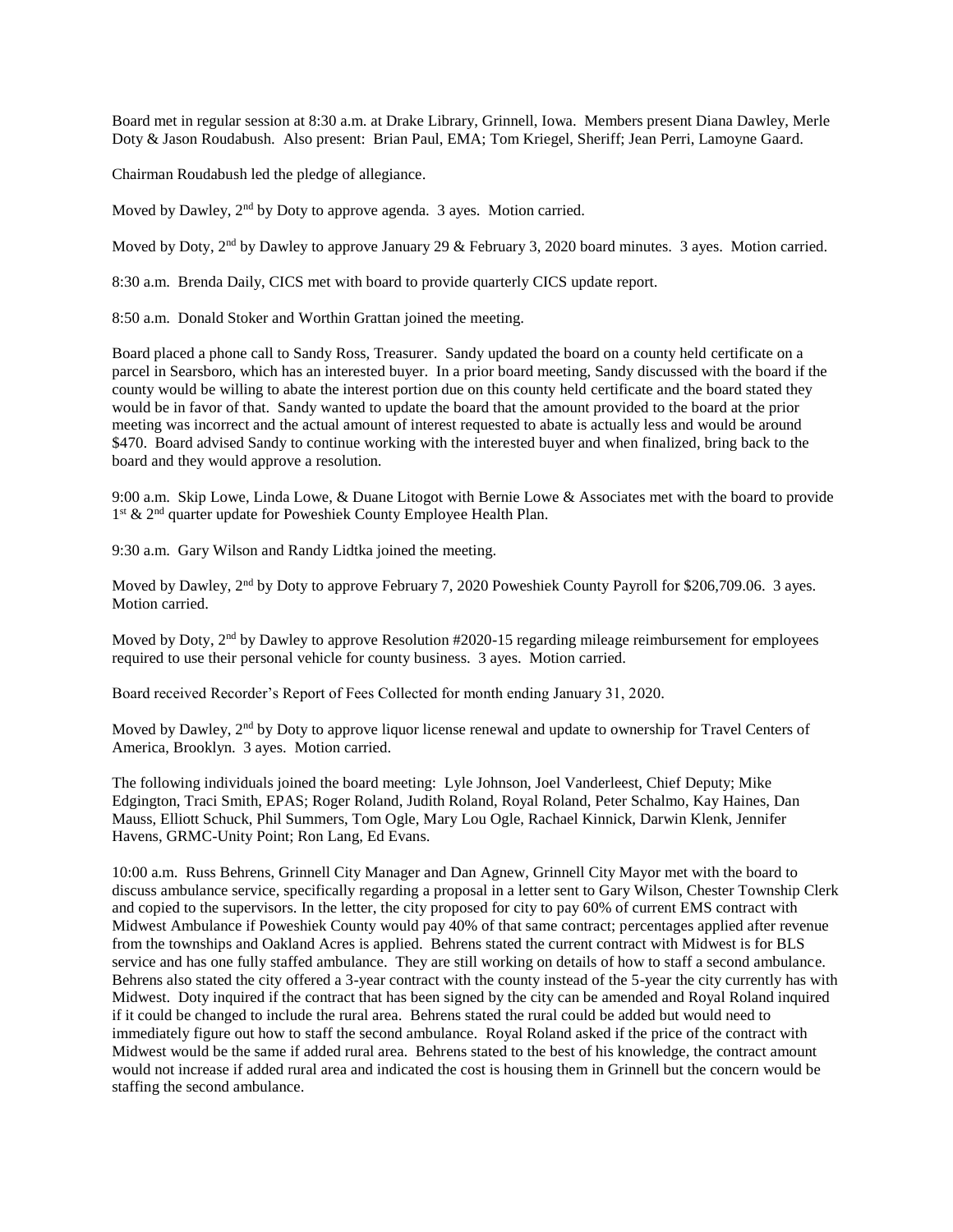Board met in regular session at 8:30 a.m. at Drake Library, Grinnell, Iowa. Members present Diana Dawley, Merle Doty & Jason Roudabush. Also present: Brian Paul, EMA; Tom Kriegel, Sheriff; Jean Perri, Lamoyne Gaard.

Chairman Roudabush led the pledge of allegiance.

Moved by Dawley, 2nd by Doty to approve agenda. 3 ayes. Motion carried.

Moved by Doty, 2nd by Dawley to approve January 29 & February 3, 2020 board minutes. 3 ayes. Motion carried.

8:30 a.m. Brenda Daily, CICS met with board to provide quarterly CICS update report.

8:50 a.m. Donald Stoker and Worthin Grattan joined the meeting.

Board placed a phone call to Sandy Ross, Treasurer. Sandy updated the board on a county held certificate on a parcel in Searsboro, which has an interested buyer. In a prior board meeting, Sandy discussed with the board if the county would be willing to abate the interest portion due on this county held certificate and the board stated they would be in favor of that. Sandy wanted to update the board that the amount provided to the board at the prior meeting was incorrect and the actual amount of interest requested to abate is actually less and would be around $470. Board advised Sandy to continue working with the interested buyer and when finalized, bring back to the board and they would approve a resolution.

9:00 a.m. Skip Lowe, Linda Lowe, & Duane Litogot with Bernie Lowe & Associates met with the board to provide 1st & 2nd quarter update for Poweshiek County Employee Health Plan.

9:30 a.m. Gary Wilson and Randy Lidtka joined the meeting.

Moved by Dawley, 2nd by Doty to approve February 7, 2020 Poweshiek County Payroll for $206,709.06. 3 ayes. Motion carried.

Moved by Doty, 2nd by Dawley to approve Resolution #2020-15 regarding mileage reimbursement for employees required to use their personal vehicle for county business. 3 ayes. Motion carried.

Board received Recorder's Report of Fees Collected for month ending January 31, 2020.

Moved by Dawley, 2nd by Doty to approve liquor license renewal and update to ownership for Travel Centers of America, Brooklyn. 3 ayes. Motion carried.

The following individuals joined the board meeting: Lyle Johnson, Joel Vanderleest, Chief Deputy; Mike Edgington, Traci Smith, EPAS; Roger Roland, Judith Roland, Royal Roland, Peter Schalmo, Kay Haines, Dan Mauss, Elliott Schuck, Phil Summers, Tom Ogle, Mary Lou Ogle, Rachael Kinnick, Darwin Klenk, Jennifer Havens, GRMC-Unity Point; Ron Lang, Ed Evans.

10:00 a.m. Russ Behrens, Grinnell City Manager and Dan Agnew, Grinnell City Mayor met with the board to discuss ambulance service, specifically regarding a proposal in a letter sent to Gary Wilson, Chester Township Clerk and copied to the supervisors. In the letter, the city proposed for city to pay 60% of current EMS contract with Midwest Ambulance if Poweshiek County would pay 40% of that same contract; percentages applied after revenue from the townships and Oakland Acres is applied. Behrens stated the current contract with Midwest is for BLS service and has one fully staffed ambulance. They are still working on details of how to staff a second ambulance. Behrens also stated the city offered a 3-year contract with the county instead of the 5-year the city currently has with Midwest. Doty inquired if the contract that has been signed by the city can be amended and Royal Roland inquired if it could be changed to include the rural area. Behrens stated the rural could be added but would need to immediately figure out how to staff the second ambulance. Royal Roland asked if the price of the contract with Midwest would be the same if added rural area. Behrens stated to the best of his knowledge, the contract amount would not increase if added rural area and indicated the cost is housing them in Grinnell but the concern would be staffing the second ambulance.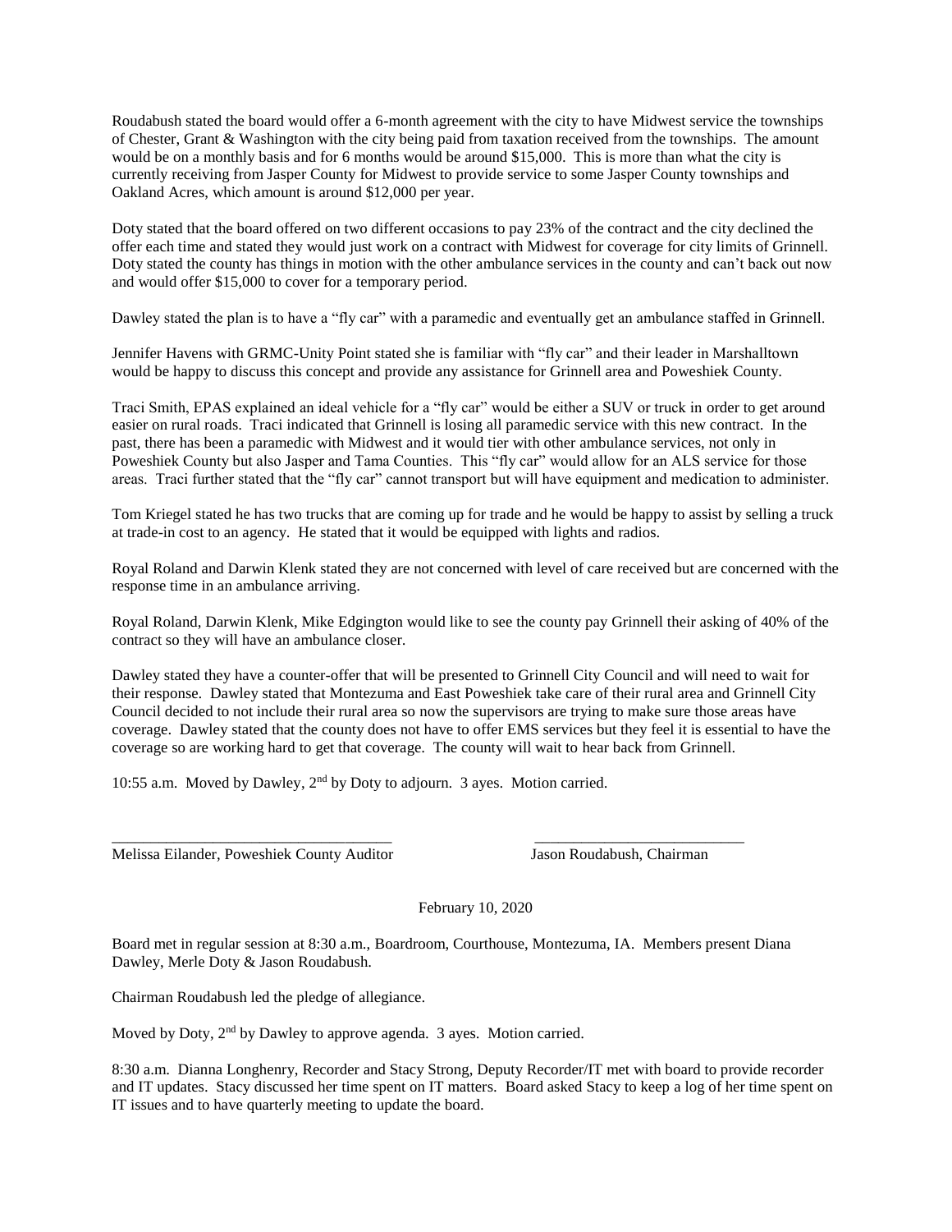Roudabush stated the board would offer a 6-month agreement with the city to have Midwest service the townships of Chester, Grant & Washington with the city being paid from taxation received from the townships. The amount would be on a monthly basis and for 6 months would be around $15,000. This is more than what the city is currently receiving from Jasper County for Midwest to provide service to some Jasper County townships and Oakland Acres, which amount is around $12,000 per year.

Doty stated that the board offered on two different occasions to pay 23% of the contract and the city declined the offer each time and stated they would just work on a contract with Midwest for coverage for city limits of Grinnell. Doty stated the county has things in motion with the other ambulance services in the county and can't back out now and would offer $15,000 to cover for a temporary period.

Dawley stated the plan is to have a "fly car" with a paramedic and eventually get an ambulance staffed in Grinnell.

Jennifer Havens with GRMC-Unity Point stated she is familiar with "fly car" and their leader in Marshalltown would be happy to discuss this concept and provide any assistance for Grinnell area and Poweshiek County.

Traci Smith, EPAS explained an ideal vehicle for a "fly car" would be either a SUV or truck in order to get around easier on rural roads. Traci indicated that Grinnell is losing all paramedic service with this new contract. In the past, there has been a paramedic with Midwest and it would tier with other ambulance services, not only in Poweshiek County but also Jasper and Tama Counties. This "fly car" would allow for an ALS service for those areas. Traci further stated that the "fly car" cannot transport but will have equipment and medication to administer.

Tom Kriegel stated he has two trucks that are coming up for trade and he would be happy to assist by selling a truck at trade-in cost to an agency. He stated that it would be equipped with lights and radios.

Royal Roland and Darwin Klenk stated they are not concerned with level of care received but are concerned with the response time in an ambulance arriving.

Royal Roland, Darwin Klenk, Mike Edgington would like to see the county pay Grinnell their asking of 40% of the contract so they will have an ambulance closer.

Dawley stated they have a counter-offer that will be presented to Grinnell City Council and will need to wait for their response. Dawley stated that Montezuma and East Poweshiek take care of their rural area and Grinnell City Council decided to not include their rural area so now the supervisors are trying to make sure those areas have coverage. Dawley stated that the county does not have to offer EMS services but they feel it is essential to have the coverage so are working hard to get that coverage. The county will wait to hear back from Grinnell.

10:55 a.m. Moved by Dawley, 2nd by Doty to adjourn. 3 ayes. Motion carried.

\_\_\_\_\_\_\_\_\_\_\_\_\_\_\_\_\_\_\_\_\_\_\_\_\_\_\_\_\_\_\_\_\_\_\_\_ \_\_\_\_\_\_\_\_\_\_\_\_\_\_\_\_\_\_\_\_\_\_\_\_\_\_\_\_

Melissa Eilander, Poweshiek County Auditor Jason Roudabush, Chairman

February 10, 2020

Board met in regular session at 8:30 a.m., Boardroom, Courthouse, Montezuma, IA. Members present Diana Dawley, Merle Doty & Jason Roudabush.

Chairman Roudabush led the pledge of allegiance.

Moved by Doty, 2nd by Dawley to approve agenda. 3 ayes. Motion carried.

8:30 a.m. Dianna Longhenry, Recorder and Stacy Strong, Deputy Recorder/IT met with board to provide recorder and IT updates. Stacy discussed her time spent on IT matters. Board asked Stacy to keep a log of her time spent on IT issues and to have quarterly meeting to update the board.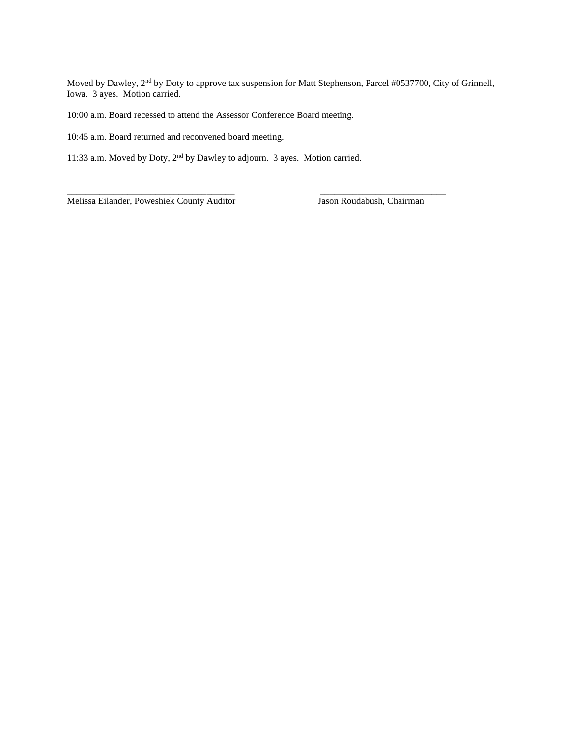Moved by Dawley, 2nd by Doty to approve tax suspension for Matt Stephenson, Parcel #0537700, City of Grinnell, Iowa. 3 ayes. Motion carried.

10:00 a.m. Board recessed to attend the Assessor Conference Board meeting.

10:45 a.m. Board returned and reconvened board meeting.

11:33 a.m. Moved by Doty, 2nd by Dawley to adjourn. 3 ayes. Motion carried.

____________________________________ ___________________________

Melissa Eilander, Poweshiek County Auditor Jason Roudabush, Chairman